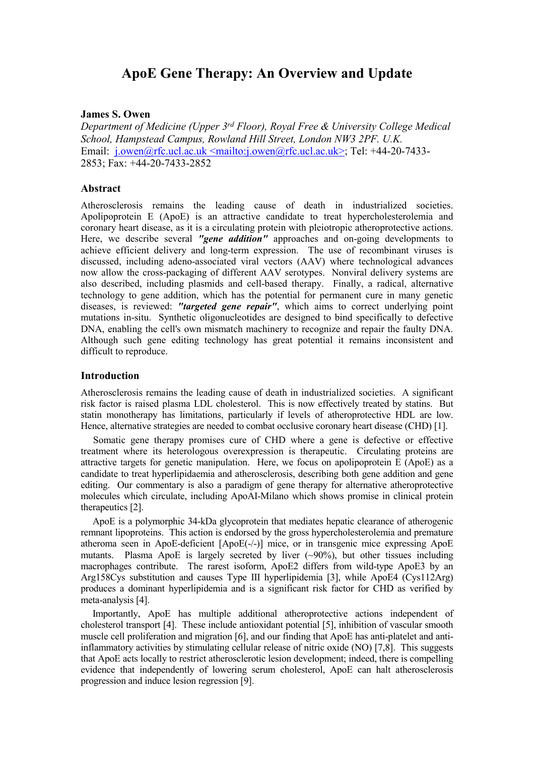# ApoE Gene Therapy: An Overview and Update

**James S. Owen**

*Department of Medicine (Upper 3rd Floor), Royal Free & University College Medical School, Hampstead Campus, Rowland Hill Street, London NW3 2PF. U.K.*
Email: j.owen@rfc.ucl.ac.uk <mailto:j.owen@rfc.ucl.ac.uk>; Tel: +44-20-7433-2853; Fax: +44-20-7433-2852

## Abstract

Atherosclerosis remains the leading cause of death in industrialized societies. Apolipoprotein E (ApoE) is an attractive candidate to treat hypercholesterolemia and coronary heart disease, as it is a circulating protein with pleiotropic atheroprotective actions. Here, we describe several ***"gene addition"*** approaches and on-going developments to achieve efficient delivery and long-term expression. The use of recombinant viruses is discussed, including adeno-associated viral vectors (AAV) where technological advances now allow the cross-packaging of different AAV serotypes. Nonviral delivery systems are also described, including plasmids and cell-based therapy. Finally, a radical, alternative technology to gene addition, which has the potential for permanent cure in many genetic diseases, is reviewed: ***"targeted gene repair"***, which aims to correct underlying point mutations in-situ. Synthetic oligonucleotides are designed to bind specifically to defective DNA, enabling the cell's own mismatch machinery to recognize and repair the faulty DNA. Although such gene editing technology has great potential it remains inconsistent and difficult to reproduce.

## Introduction

Atherosclerosis remains the leading cause of death in industrialized societies. A significant risk factor is raised plasma LDL cholesterol. This is now effectively treated by statins. But statin monotherapy has limitations, particularly if levels of atheroprotective HDL are low. Hence, alternative strategies are needed to combat occlusive coronary heart disease (CHD) [1].

Somatic gene therapy promises cure of CHD where a gene is defective or effective treatment where its heterologous overexpression is therapeutic. Circulating proteins are attractive targets for genetic manipulation. Here, we focus on apolipoprotein E (ApoE) as a candidate to treat hyperlipidaemia and atherosclerosis, describing both gene addition and gene editing. Our commentary is also a paradigm of gene therapy for alternative atheroprotective molecules which circulate, including ApoAI-Milano which shows promise in clinical protein therapeutics [2].

ApoE is a polymorphic 34-kDa glycoprotein that mediates hepatic clearance of atherogenic remnant lipoproteins. This action is endorsed by the gross hypercholesterolemia and premature atheroma seen in ApoE-deficient [ApoE(-/-)] mice, or in transgenic mice expressing ApoE mutants. Plasma ApoE is largely secreted by liver (~90%), but other tissues including macrophages contribute. The rarest isoform, ApoE2 differs from wild-type ApoE3 by an Arg158Cys substitution and causes Type III hyperlipidemia [3], while ApoE4 (Cys112Arg) produces a dominant hyperlipidemia and is a significant risk factor for CHD as verified by meta-analysis [4].

Importantly, ApoE has multiple additional atheroprotective actions independent of cholesterol transport [4]. These include antioxidant potential [5], inhibition of vascular smooth muscle cell proliferation and migration [6], and our finding that ApoE has anti-platelet and anti-inflammatory activities by stimulating cellular release of nitric oxide (NO) [7,8]. This suggests that ApoE acts locally to restrict atherosclerotic lesion development; indeed, there is compelling evidence that independently of lowering serum cholesterol, ApoE can halt atherosclerosis progression and induce lesion regression [9].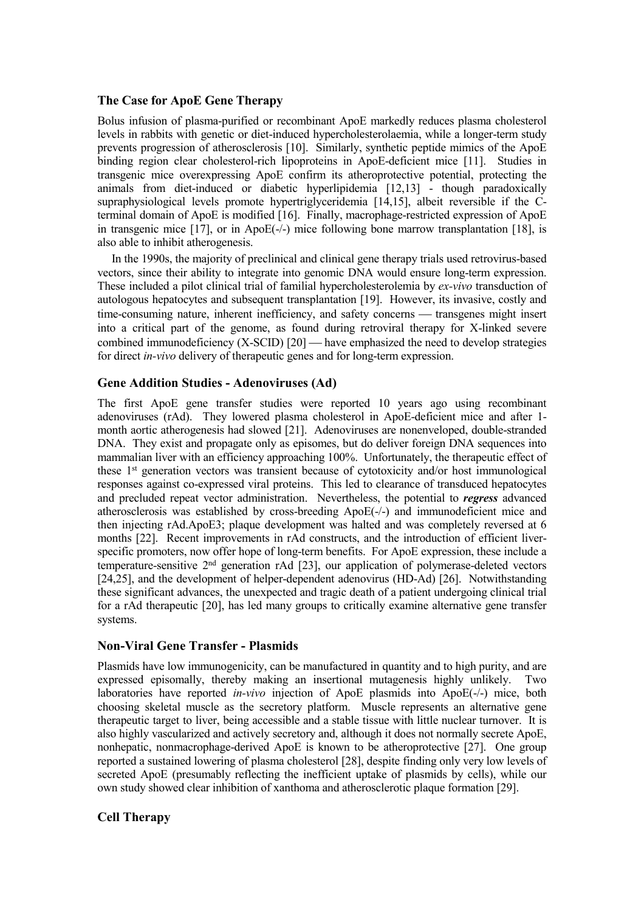## The Case for ApoE Gene Therapy

Bolus infusion of plasma-purified or recombinant ApoE markedly reduces plasma cholesterol levels in rabbits with genetic or diet-induced hypercholesterolaemia, while a longer-term study prevents progression of atherosclerosis [10]. Similarly, synthetic peptide mimics of the ApoE binding region clear cholesterol-rich lipoproteins in ApoE-deficient mice [11]. Studies in transgenic mice overexpressing ApoE confirm its atheroprotective potential, protecting the animals from diet-induced or diabetic hyperlipidemia [12,13] - though paradoxically supraphysiological levels promote hypertriglyceridemia [14,15], albeit reversible if the C-terminal domain of ApoE is modified [16]. Finally, macrophage-restricted expression of ApoE in transgenic mice [17], or in ApoE(-/-) mice following bone marrow transplantation [18], is also able to inhibit atherogenesis.

In the 1990s, the majority of preclinical and clinical gene therapy trials used retrovirus-based vectors, since their ability to integrate into genomic DNA would ensure long-term expression. These included a pilot clinical trial of familial hypercholesterolemia by *ex-vivo* transduction of autologous hepatocytes and subsequent transplantation [19]. However, its invasive, costly and time-consuming nature, inherent inefficiency, and safety concerns — transgenes might insert into a critical part of the genome, as found during retroviral therapy for X-linked severe combined immunodeficiency (X-SCID) [20] — have emphasized the need to develop strategies for direct *in-vivo* delivery of therapeutic genes and for long-term expression.

## Gene Addition Studies - Adenoviruses (Ad)

The first ApoE gene transfer studies were reported 10 years ago using recombinant adenoviruses (rAd). They lowered plasma cholesterol in ApoE-deficient mice and after 1-month aortic atherogenesis had slowed [21]. Adenoviruses are nonenveloped, double-stranded DNA. They exist and propagate only as episomes, but do deliver foreign DNA sequences into mammalian liver with an efficiency approaching 100%. Unfortunately, the therapeutic effect of these 1st generation vectors was transient because of cytotoxicity and/or host immunological responses against co-expressed viral proteins. This led to clearance of transduced hepatocytes and precluded repeat vector administration. Nevertheless, the potential to ***regress*** advanced atherosclerosis was established by cross-breeding ApoE(-/-) and immunodeficient mice and then injecting rAd.ApoE3; plaque development was halted and was completely reversed at 6 months [22]. Recent improvements in rAd constructs, and the introduction of efficient liver-specific promoters, now offer hope of long-term benefits. For ApoE expression, these include a temperature-sensitive 2nd generation rAd [23], our application of polymerase-deleted vectors [24,25], and the development of helper-dependent adenovirus (HD-Ad) [26]. Notwithstanding these significant advances, the unexpected and tragic death of a patient undergoing clinical trial for a rAd therapeutic [20], has led many groups to critically examine alternative gene transfer systems.

## Non-Viral Gene Transfer - Plasmids

Plasmids have low immunogenicity, can be manufactured in quantity and to high purity, and are expressed episomally, thereby making an insertional mutagenesis highly unlikely. Two laboratories have reported *in-vivo* injection of ApoE plasmids into ApoE(-/-) mice, both choosing skeletal muscle as the secretory platform. Muscle represents an alternative gene therapeutic target to liver, being accessible and a stable tissue with little nuclear turnover. It is also highly vascularized and actively secretory and, although it does not normally secrete ApoE, nonhepatic, nonmacrophage-derived ApoE is known to be atheroprotective [27]. One group reported a sustained lowering of plasma cholesterol [28], despite finding only very low levels of secreted ApoE (presumably reflecting the inefficient uptake of plasmids by cells), while our own study showed clear inhibition of xanthoma and atherosclerotic plaque formation [29].

## Cell Therapy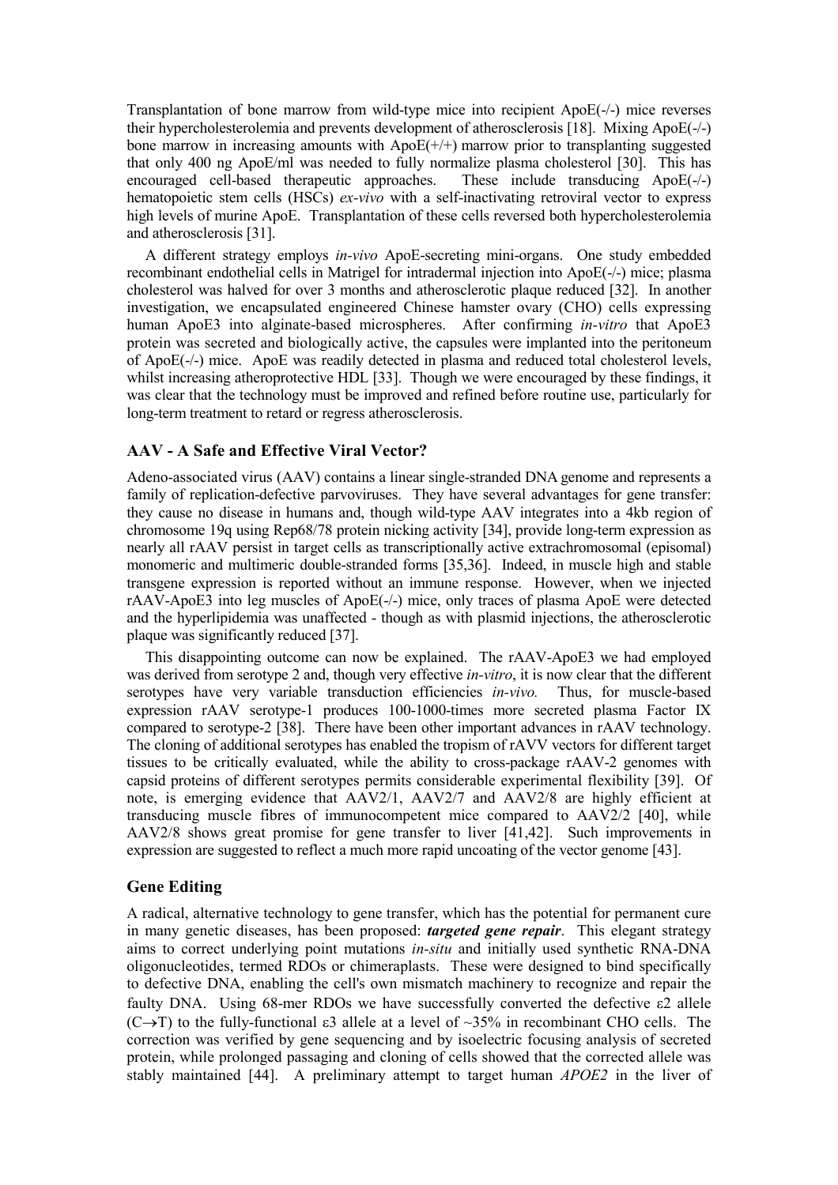Transplantation of bone marrow from wild-type mice into recipient ApoE(-/-) mice reverses their hypercholesterolemia and prevents development of atherosclerosis [18]. Mixing ApoE(-/-) bone marrow in increasing amounts with ApoE(+/+) marrow prior to transplanting suggested that only 400 ng ApoE/ml was needed to fully normalize plasma cholesterol [30]. This has encouraged cell-based therapeutic approaches. These include transducing ApoE(-/-) hematopoietic stem cells (HSCs) *ex-vivo* with a self-inactivating retroviral vector to express high levels of murine ApoE. Transplantation of these cells reversed both hypercholesterolemia and atherosclerosis [31].

A different strategy employs *in-vivo* ApoE-secreting mini-organs. One study embedded recombinant endothelial cells in Matrigel for intradermal injection into ApoE(-/-) mice; plasma cholesterol was halved for over 3 months and atherosclerotic plaque reduced [32]. In another investigation, we encapsulated engineered Chinese hamster ovary (CHO) cells expressing human ApoE3 into alginate-based microspheres. After confirming *in-vitro* that ApoE3 protein was secreted and biologically active, the capsules were implanted into the peritoneum of ApoE(-/-) mice. ApoE was readily detected in plasma and reduced total cholesterol levels, whilst increasing atheroprotective HDL [33]. Though we were encouraged by these findings, it was clear that the technology must be improved and refined before routine use, particularly for long-term treatment to retard or regress atherosclerosis.

## AAV - A Safe and Effective Viral Vector?

Adeno-associated virus (AAV) contains a linear single-stranded DNA genome and represents a family of replication-defective parvoviruses. They have several advantages for gene transfer: they cause no disease in humans and, though wild-type AAV integrates into a 4kb region of chromosome 19q using Rep68/78 protein nicking activity [34], provide long-term expression as nearly all rAAV persist in target cells as transcriptionally active extrachromosomal (episomal) monomeric and multimeric double-stranded forms [35,36]. Indeed, in muscle high and stable transgene expression is reported without an immune response. However, when we injected rAAV-ApoE3 into leg muscles of ApoE(-/-) mice, only traces of plasma ApoE were detected and the hyperlipidemia was unaffected - though as with plasmid injections, the atherosclerotic plaque was significantly reduced [37].

This disappointing outcome can now be explained. The rAAV-ApoE3 we had employed was derived from serotype 2 and, though very effective *in-vitro*, it is now clear that the different serotypes have very variable transduction efficiencies *in-vivo.* Thus, for muscle-based expression rAAV serotype-1 produces 100-1000-times more secreted plasma Factor IX compared to serotype-2 [38]. There have been other important advances in rAAV technology. The cloning of additional serotypes has enabled the tropism of rAVV vectors for different target tissues to be critically evaluated, while the ability to cross-package rAAV-2 genomes with capsid proteins of different serotypes permits considerable experimental flexibility [39]. Of note, is emerging evidence that AAV2/1, AAV2/7 and AAV2/8 are highly efficient at transducing muscle fibres of immunocompetent mice compared to AAV2/2 [40], while AAV2/8 shows great promise for gene transfer to liver [41,42]. Such improvements in expression are suggested to reflect a much more rapid uncoating of the vector genome [43].

## Gene Editing

A radical, alternative technology to gene transfer, which has the potential for permanent cure in many genetic diseases, has been proposed: ***targeted gene repair***. This elegant strategy aims to correct underlying point mutations *in-situ* and initially used synthetic RNA-DNA oligonucleotides, termed RDOs or chimeraplasts. These were designed to bind specifically to defective DNA, enabling the cell's own mismatch machinery to recognize and repair the faulty DNA. Using 68-mer RDOs we have successfully converted the defective ε2 allele (C→T) to the fully-functional ε3 allele at a level of ~35% in recombinant CHO cells. The correction was verified by gene sequencing and by isoelectric focusing analysis of secreted protein, while prolonged passaging and cloning of cells showed that the corrected allele was stably maintained [44]. A preliminary attempt to target human *APOE2* in the liver of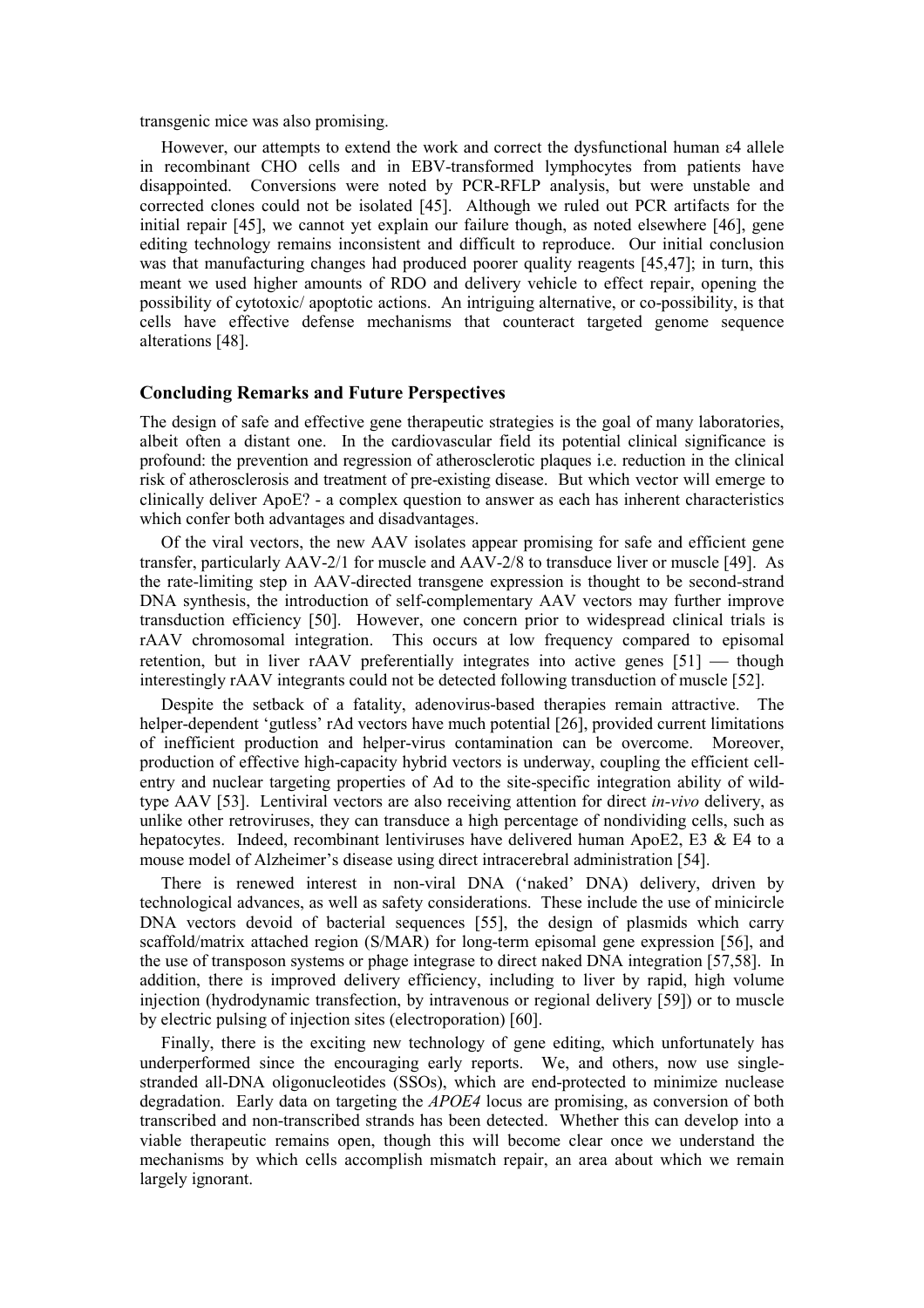transgenic mice was also promising.

However, our attempts to extend the work and correct the dysfunctional human ε4 allele in recombinant CHO cells and in EBV-transformed lymphocytes from patients have disappointed. Conversions were noted by PCR-RFLP analysis, but were unstable and corrected clones could not be isolated [45]. Although we ruled out PCR artifacts for the initial repair [45], we cannot yet explain our failure though, as noted elsewhere [46], gene editing technology remains inconsistent and difficult to reproduce. Our initial conclusion was that manufacturing changes had produced poorer quality reagents [45,47]; in turn, this meant we used higher amounts of RDO and delivery vehicle to effect repair, opening the possibility of cytotoxic/ apoptotic actions. An intriguing alternative, or co-possibility, is that cells have effective defense mechanisms that counteract targeted genome sequence alterations [48].

## Concluding Remarks and Future Perspectives

The design of safe and effective gene therapeutic strategies is the goal of many laboratories, albeit often a distant one. In the cardiovascular field its potential clinical significance is profound: the prevention and regression of atherosclerotic plaques i.e. reduction in the clinical risk of atherosclerosis and treatment of pre-existing disease. But which vector will emerge to clinically deliver ApoE? - a complex question to answer as each has inherent characteristics which confer both advantages and disadvantages.

Of the viral vectors, the new AAV isolates appear promising for safe and efficient gene transfer, particularly AAV-2/1 for muscle and AAV-2/8 to transduce liver or muscle [49]. As the rate-limiting step in AAV-directed transgene expression is thought to be second-strand DNA synthesis, the introduction of self-complementary AAV vectors may further improve transduction efficiency [50]. However, one concern prior to widespread clinical trials is rAAV chromosomal integration. This occurs at low frequency compared to episomal retention, but in liver rAAV preferentially integrates into active genes [51] — though interestingly rAAV integrants could not be detected following transduction of muscle [52].

Despite the setback of a fatality, adenovirus-based therapies remain attractive. The helper-dependent 'gutless' rAd vectors have much potential [26], provided current limitations of inefficient production and helper-virus contamination can be overcome. Moreover, production of effective high-capacity hybrid vectors is underway, coupling the efficient cell-entry and nuclear targeting properties of Ad to the site-specific integration ability of wild-type AAV [53]. Lentiviral vectors are also receiving attention for direct *in-vivo* delivery, as unlike other retroviruses, they can transduce a high percentage of nondividing cells, such as hepatocytes. Indeed, recombinant lentiviruses have delivered human ApoE2, E3 & E4 to a mouse model of Alzheimer's disease using direct intracerebral administration [54].

There is renewed interest in non-viral DNA ('naked' DNA) delivery, driven by technological advances, as well as safety considerations. These include the use of minicircle DNA vectors devoid of bacterial sequences [55], the design of plasmids which carry scaffold/matrix attached region (S/MAR) for long-term episomal gene expression [56], and the use of transposon systems or phage integrase to direct naked DNA integration [57,58]. In addition, there is improved delivery efficiency, including to liver by rapid, high volume injection (hydrodynamic transfection, by intravenous or regional delivery [59]) or to muscle by electric pulsing of injection sites (electroporation) [60].

Finally, there is the exciting new technology of gene editing, which unfortunately has underperformed since the encouraging early reports. We, and others, now use single-stranded all-DNA oligonucleotides (SSOs), which are end-protected to minimize nuclease degradation. Early data on targeting the *APOE4* locus are promising, as conversion of both transcribed and non-transcribed strands has been detected. Whether this can develop into a viable therapeutic remains open, though this will become clear once we understand the mechanisms by which cells accomplish mismatch repair, an area about which we remain largely ignorant.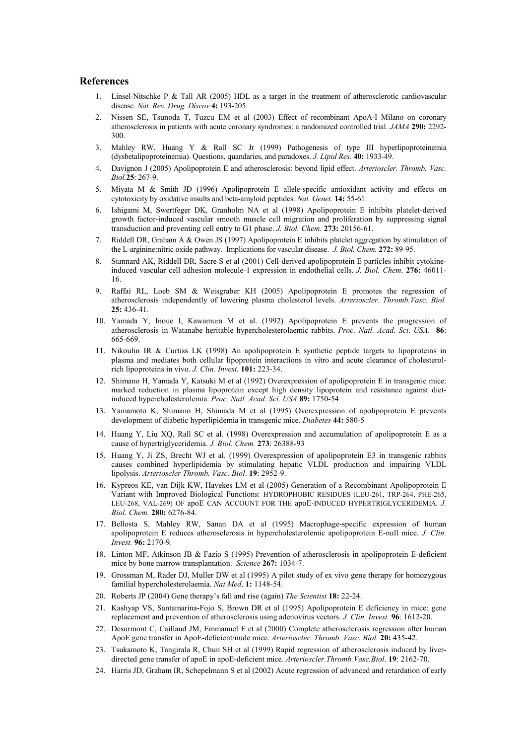## References

1. Linsel-Nitschke P & Tall AR (2005) HDL as a target in the treatment of atherosclerotic cardiovascular disease. *Nat. Rev. Drug. Discov* **4:** 193-205.
2. Nissen SE, Tsunoda T, Tuzcu EM et al (2003) Effect of recombinant ApoA-I Milano on coronary atherosclerosis in patients with acute coronary syndromes: a randomized controlled trial. *JAMA* **290:** 2292-300.
3. Mahley RW, Huang Y & Rall SC Jr (1999) Pathogenesis of type III hyperlipoproteinemia (dysbetalipoproteinemia). Questions, quandaries, and paradoxes. *J. Lipid Res*. **40:** 1933-49.
4. Davignon J (2005) Apolipoprotein E and atherosclerosis: beyond lipid effect. *Arterioscler. Thromb. Vasc. Biol.***25**: 267-9.
5. Miyata M & Smith JD (1996) Apolipoprotein E allele-specific antioxidant activity and effects on cytotoxicity by oxidative insults and beta-amyloid peptides. *Nat. Genet.* **14:** 55-61.
6. Ishigami M, Swertfeger DK, Granholm NA et al (1998) Apolipoprotein E inhibits platelet-derived growth factor-induced vascular smooth muscle cell migration and proliferation by suppressing signal transduction and preventing cell entry to G1 phase. *J. Biol. Chem.* **273:** 20156-61.
7. Riddell DR, Graham A & Owen JS (1997) Apolipoprotein E inhibits platelet aggregation by stimulation of the L-arginine:nitric oxide pathway. Implications for vascular disease. *J. Biol. Chem.* **272:** 89-95.
8. Stannard AK, Riddell DR, Sacre S et al (2001) Cell-derived apolipoprotein E particles inhibit cytokine-induced vascular cell adhesion molecule-1 expression in endothelial cells. *J. Biol. Chem*. **276:** 46011-16.
9. Raffai RL, Loeb SM & Weisgraber KH (2005) Apolipoprotein E promotes the regression of atherosclerosis independently of lowering plasma cholesterol levels. *Arterioscler. Thromb.Vasc. Biol.* **25:** 436-41.
10. Yamada Y, Inoue I, Kawamura M et al. (1992) Apolipoprotein E prevents the progression of atherosclerosis in Watanabe heritable hypercholesterolaemic rabbits. *Proc. Natl. Acad. Sci*. *USA*. **86**: 665-669.
11. Nikoulin IR & Curtiss LK (1998) An apolipoprotein E synthetic peptide targets to lipoproteins in plasma and mediates both cellular lipoprotein interactions in vitro and acute clearance of cholesterol-rich lipoproteins in vivo. *J. Clin. Invest.* **101:** 223-34.
12. Shimano H, Yamada Y, Katsuki M et al (1992) Overexpression of apolipoprotein E in transgenic mice: marked reduction in plasma lipoprotein except high density lipoprotein and resistance against diet-induced hypercholesterolemia. *Proc. Natl. Acad. Sci. USA* **89:** 1750-54
13. Yamamoto K, Shimano H, Shimada M et al (1995) Overexpression of apolipoprotein E prevents development of diabetic hyperlipidemia in transgenic mice. *Diabetes* **44:** 580-5
14. Huang Y, Liu XQ, Rall SC et al. (1998) Overexpression and accumulation of apolipoprotein E as a cause of hypertriglyceridemia. *J. Biol. Chem.* **273**: 26388-93
15. Huang Y, Ji ZS, Brecht WJ et al*.* (1999) Overexpression of apolipoprotein E3 in transgenic rabbits causes combined hyperlipidemia by stimulating hepatic VLDL production and impairing VLDL lipolysis. *Arterioscler Thromb. Vasc. Biol*. **19**: 2952-9.
16. Kypreos KE, van Dijk KW, Havekes LM et al (2005) Generation of a Recombinant Apolipoprotein E Variant with Improved Biological Functions: HYDROPHOBIC RESIDUES (LEU-261, TRP-264, PHE-265, LEU-268, VAL-269) OF apoE CAN ACCOUNT FOR THE apoE-INDUCED HYPERTRIGLYCERIDEMIA. *J. Biol. Chem.* **280:** 6276-84.
17. Bellosta S, Mahley RW, Sanan DA et al (1995) Macrophage-specific expression of human apolipoprotein E reduces atherosclerosis in hypercholesterolemic apolipoprotein E-null mice. *J. Clin. Invest.* **96:** 2170-9.
18. Linton MF, Atkinson JB & Fazio S (1995) Prevention of atherosclerosis in apolipoprotein E-deficient mice by bone marrow transplantation. *Science* **267:** 1034-7.
19. Grossman M, Rader DJ, Muller DW et al (1995) A pilot study of ex vivo gene therapy for homozygous familial hypercholesterolaemia. *Nat Med*. **1:** 1148-54.
20. Roberts JP (2004) Gene therapy's fall and rise (again) *The Scientist* **18:** 22-24.
21. Kashyap VS, Santamarina-Fojo S, Brown DR et al (1995) Apolipoprotein E deficiency in mice: gene replacement and prevention of atherosclerosis using adenovirus vectors. *J. Clin. Invest.* **96**: 1612-20.
22. Desurmont C, Caillaud JM, Emmanuel F et al (2000) Complete atherosclerosis regression after human ApoE gene transfer in ApoE-deficient/nude mice. *Arterioscler. Thromb. Vasc. Biol.* **20:** 435-42.
23. Tsukamoto K, Tangirala R, Chun SH et al (1999) Rapid regression of atherosclerosis induced by liver-directed gene transfer of apoE in apoE-deficient mice. *Arterioscler.Thromb.Vasc.Biol*. **19**: 2162-70.
24. Harris JD, Graham IR, Schepelmann S et al (2002) Acute regression of advanced and retardation of early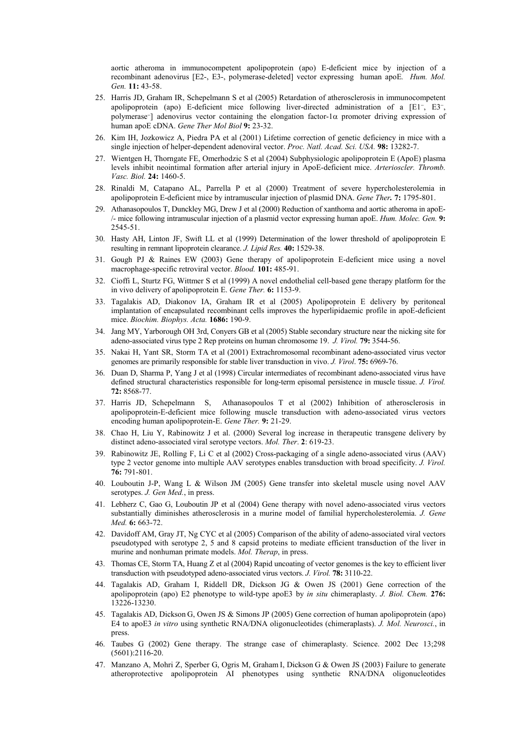aortic atheroma in immunocompetent apolipoprotein (apo) E-deficient mice by injection of a recombinant adenovirus [E2-, E3-, polymerase-deleted] vector expressing human apoE. *Hum. Mol. Gen.* **11:** 43-58.

25. Harris JD, Graham IR, Schepelmann S et al (2005) Retardation of atherosclerosis in immunocompetent apolipoprotein (apo) E-deficient mice following liver-directed administration of a [E1⁻, E3⁻, polymerase⁻] adenovirus vector containing the elongation factor-1α promoter driving expression of human apoE cDNA. *Gene Ther Mol Biol* **9:** 23-32.
26. Kim IH, Jozkowicz A, Piedra PA et al (2001) Lifetime correction of genetic deficiency in mice with a single injection of helper-dependent adenoviral vector. *Proc. Natl. Acad. Sci. USA.* **98:** 13282-7.
27. Wientgen H, Thorngate FE, Omerhodzic S et al (2004) Subphysiologic apolipoprotein E (ApoE) plasma levels inhibit neointimal formation after arterial injury in ApoE-deficient mice. *Arterioscler. Thromb. Vasc. Biol.* **24:** 1460-5.
28. Rinaldi M, Catapano AL, Parrella P et al (2000) Treatment of severe hypercholesterolemia in apolipoprotein E-deficient mice by intramuscular injection of plasmid DNA. *Gene Ther.* **7:** 1795-801.
29. Athanasopoulos T, Dunckley MG, Drew J et al (2000) Reduction of xanthoma and aortic atheroma in apoE-/- mice following intramuscular injection of a plasmid vector expressing human apoE. *Hum. Molec. Gen.* **9:** 2545-51.
30. Hasty AH, Linton JF, Swift LL et al (1999) Determination of the lower threshold of apolipoprotein E resulting in remnant lipoprotein clearance. *J. Lipid Res.* **40:** 1529-38.
31. Gough PJ & Raines EW (2003) Gene therapy of apolipoprotein E-deficient mice using a novel macrophage-specific retroviral vector. *Blood.* **101:** 485-91.
32. Cioffi L, Sturtz FG, Wittmer S et al (1999) A novel endothelial cell-based gene therapy platform for the in vivo delivery of apolipoprotein E. *Gene Ther.* **6:** 1153-9.
33. Tagalakis AD, Diakonov IA, Graham IR et al (2005) Apolipoprotein E delivery by peritoneal implantation of encapsulated recombinant cells improves the hyperlipidaemic profile in apoE-deficient mice. *Biochim. Biophys. Acta.* **1686:** 190-9.
34. Jang MY, Yarborough OH 3rd, Conyers GB et al (2005) Stable secondary structure near the nicking site for adeno-associated virus type 2 Rep proteins on human chromosome 19. *J. Virol.* **79:** 3544-56.
35. Nakai H, Yant SR, Storm TA et al (2001) Extrachromosomal recombinant adeno-associated virus vector genomes are primarily responsible for stable liver transduction in vivo. *J. Virol*. **75:** 6969-76.
36. Duan D, Sharma P, Yang J et al (1998) Circular intermediates of recombinant adeno-associated virus have defined structural characteristics responsible for long-term episomal persistence in muscle tissue. *J. Virol.* **72:** 8568-77.
37. Harris JD, Schepelmann S, Athanasopoulos T et al (2002) Inhibition of atherosclerosis in apolipoprotein-E-deficient mice following muscle transduction with adeno-associated virus vectors encoding human apolipoprotein-E. *Gene Ther.* **9:** 21-29.
38. Chao H, Liu Y, Rabinowitz J et al. (2000) Several log increase in therapeutic transgene delivery by distinct adeno-associated viral serotype vectors. *Mol. Ther*. **2**: 619-23.
39. Rabinowitz JE, Rolling F, Li C et al (2002) Cross-packaging of a single adeno-associated virus (AAV) type 2 vector genome into multiple AAV serotypes enables transduction with broad specificity. *J. Virol.* **76:** 791-801.
40. Louboutin J-P, Wang L & Wilson JM (2005) Gene transfer into skeletal muscle using novel AAV serotypes. *J. Gen Med.*, in press.
41. Lebherz C, Gao G, Louboutin JP et al (2004) Gene therapy with novel adeno-associated virus vectors substantially diminishes atherosclerosis in a murine model of familial hypercholesterolemia. *J. Gene Med.* **6:** 663-72.
42. Davidoff AM, Gray JT, Ng CYC et al (2005) Comparison of the ability of adeno-associated viral vectors pseudotyped with serotype 2, 5 and 8 capsid proteins to mediate efficient transduction of the liver in murine and nonhuman primate models. *Mol. Therap*, in press.
43. Thomas CE, Storm TA, Huang Z et al (2004) Rapid uncoating of vector genomes is the key to efficient liver transduction with pseudotyped adeno-associated virus vectors. *J. Virol.* **78:** 3110-22.
44. Tagalakis AD, Graham I, Riddell DR, Dickson JG & Owen JS (2001) Gene correction of the apolipoprotein (apo) E2 phenotype to wild-type apoE3 by *in situ* chimeraplasty. *J. Biol. Chem.* **276:** 13226-13230.
45. Tagalakis AD, Dickson G, Owen JS & Simons JP (2005) Gene correction of human apolipoprotein (apo) E4 to apoE3 *in vitro* using synthetic RNA/DNA oligonucleotides (chimeraplasts). *J. Mol. Neurosci.*, in press.
46. Taubes G (2002) Gene therapy. The strange case of chimeraplasty. Science. 2002 Dec 13;298 (5601):2116-20.
47. Manzano A, Mohri Z, Sperber G, Ogris M, Graham I, Dickson G & Owen JS (2003) Failure to generate atheroprotective apolipoprotein AI phenotypes using synthetic RNA/DNA oligonucleotides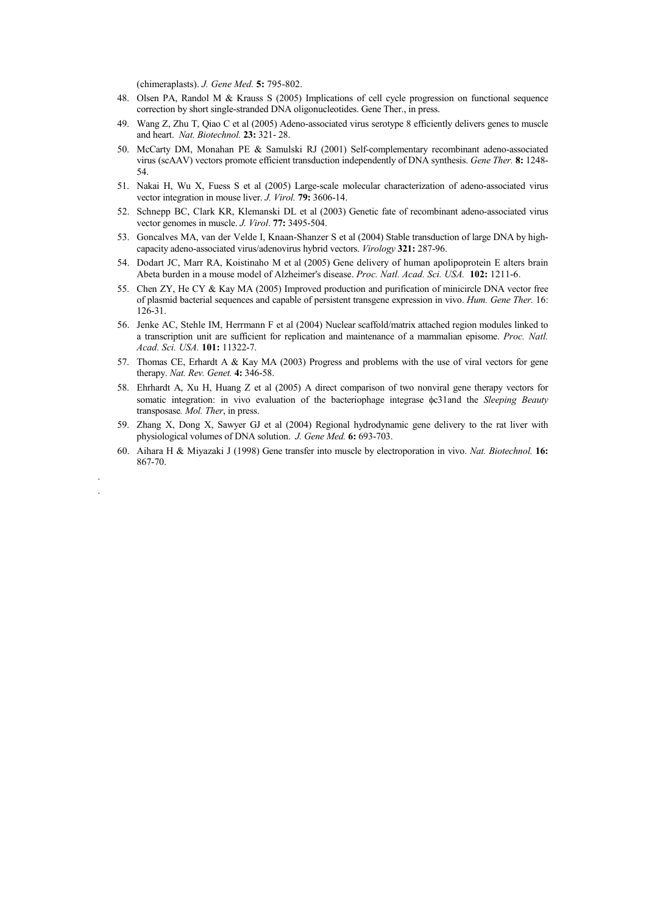(chimeraplasts). *J. Gene Med.* **5:** 795-802.

48. Olsen PA, Randol M & Krauss S (2005) Implications of cell cycle progression on functional sequence correction by short single-stranded DNA oligonucleotides. Gene Ther., in press.
49. Wang Z, Zhu T, Qiao C et al (2005) Adeno-associated virus serotype 8 efficiently delivers genes to muscle and heart. *Nat. Biotechnol.* **23:** 321- 28.
50. McCarty DM, Monahan PE & Samulski RJ (2001) Self-complementary recombinant adeno-associated virus (scAAV) vectors promote efficient transduction independently of DNA synthesis. *Gene Ther.* **8:** 1248-54.
51. Nakai H, Wu X, Fuess S et al (2005) Large-scale molecular characterization of adeno-associated virus vector integration in mouse liver. *J. Virol.* **79:** 3606-14.
52. Schnepp BC, Clark KR, Klemanski DL et al (2003) Genetic fate of recombinant adeno-associated virus vector genomes in muscle. *J. Virol*. **77:** 3495-504.
53. Goncalves MA, van der Velde I, Knaan-Shanzer S et al (2004) Stable transduction of large DNA by high-capacity adeno-associated virus/adenovirus hybrid vectors. *Virology* **321:** 287-96.
54. Dodart JC, Marr RA, Koistinaho M et al (2005) Gene delivery of human apolipoprotein E alters brain Abeta burden in a mouse model of Alzheimer's disease. *Proc. Natl. Acad. Sci. USA.* **102:** 1211-6.
55. Chen ZY, He CY & Kay MA (2005) Improved production and purification of minicircle DNA vector free of plasmid bacterial sequences and capable of persistent transgene expression in vivo. *Hum. Gene Ther.* 16: 126-31.
56. Jenke AC, Stehle IM, Herrmann F et al (2004) Nuclear scaffold/matrix attached region modules linked to a transcription unit are sufficient for replication and maintenance of a mammalian episome. *Proc. Natl. Acad. Sci. USA.* **101:** 11322-7.
57. Thomas CE, Erhardt A & Kay MA (2003) Progress and problems with the use of viral vectors for gene therapy. *Nat. Rev. Genet.* **4:** 346-58.
58. Ehrhardt A, Xu H, Huang Z et al (2005) A direct comparison of two nonviral gene therapy vectors for somatic integration: in vivo evaluation of the bacteriophage integrase ϕc31and the *Sleeping Beauty* transposase. *Mol. Ther*, in press.
59. Zhang X, Dong X, Sawyer GJ et al (2004) Regional hydrodynamic gene delivery to the rat liver with physiological volumes of DNA solution. *J. Gene Med.* **6:** 693-703.
60. Aihara H & Miyazaki J (1998) Gene transfer into muscle by electroporation in vivo. *Nat. Biotechnol.* **16:** 867-70.